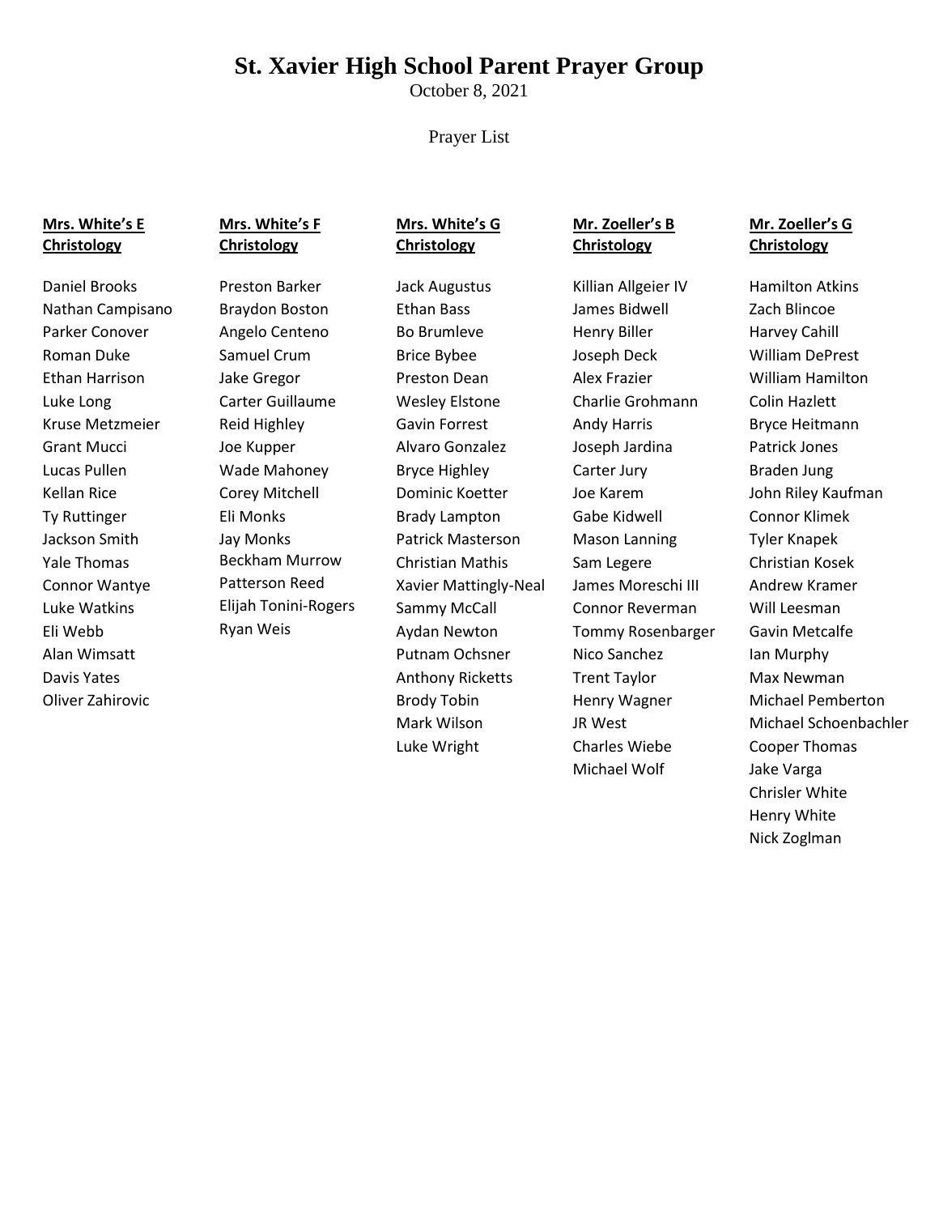# St. Xavier High School Parent Prayer Group

October 8, 2021

Prayer List

**Mrs. White's E Christology**

Daniel Brooks
Nathan Campisano
Parker Conover
Roman Duke
Ethan Harrison
Luke Long
Kruse Metzmeier
Grant Mucci
Lucas Pullen
Kellan Rice
Ty Ruttinger
Jackson Smith
Yale Thomas
Connor Wantye
Luke Watkins
Eli Webb
Alan Wimsatt
Davis Yates
Oliver Zahirovic

**Mrs. White's F Christology**

Preston Barker
Braydon Boston
Angelo Centeno
Samuel Crum
Jake Gregor
Carter Guillaume
Reid Highley
Joe Kupper
Wade Mahoney
Corey Mitchell
Eli Monks
Jay Monks
Beckham Murrow
Patterson Reed
Elijah Tonini-Rogers
Ryan Weis

**Mrs. White's G Christology**

Jack Augustus
Ethan Bass
Bo Brumleve
Brice Bybee
Preston Dean
Wesley Elstone
Gavin Forrest
Alvaro Gonzalez
Bryce Highley
Dominic Koetter
Brady Lampton
Patrick Masterson
Christian Mathis
Xavier Mattingly-Neal
Sammy McCall
Aydan Newton
Putnam Ochsner
Anthony Ricketts
Brody Tobin
Mark Wilson
Luke Wright

**Mr. Zoeller's B Christology**

Killian Allgeier IV
James Bidwell
Henry Biller
Joseph Deck
Alex Frazier
Charlie Grohmann
Andy Harris
Joseph Jardina
Carter Jury
Joe Karem
Gabe Kidwell
Mason Lanning
Sam Legere
James Moreschi III
Connor Reverman
Tommy Rosenbarger
Nico Sanchez
Trent Taylor
Henry Wagner
JR West
Charles Wiebe
Michael Wolf

**Mr. Zoeller's G Christology**

Hamilton Atkins
Zach Blincoe
Harvey Cahill
William DePrest
William Hamilton
Colin Hazlett
Bryce Heitmann
Patrick Jones
Braden Jung
John Riley Kaufman
Connor Klimek
Tyler Knapek
Christian Kosek
Andrew Kramer
Will Leesman
Gavin Metcalfe
Ian Murphy
Max Newman
Michael Pemberton
Michael Schoenbachler
Cooper Thomas
Jake Varga
Chrisler White
Henry White
Nick Zoglman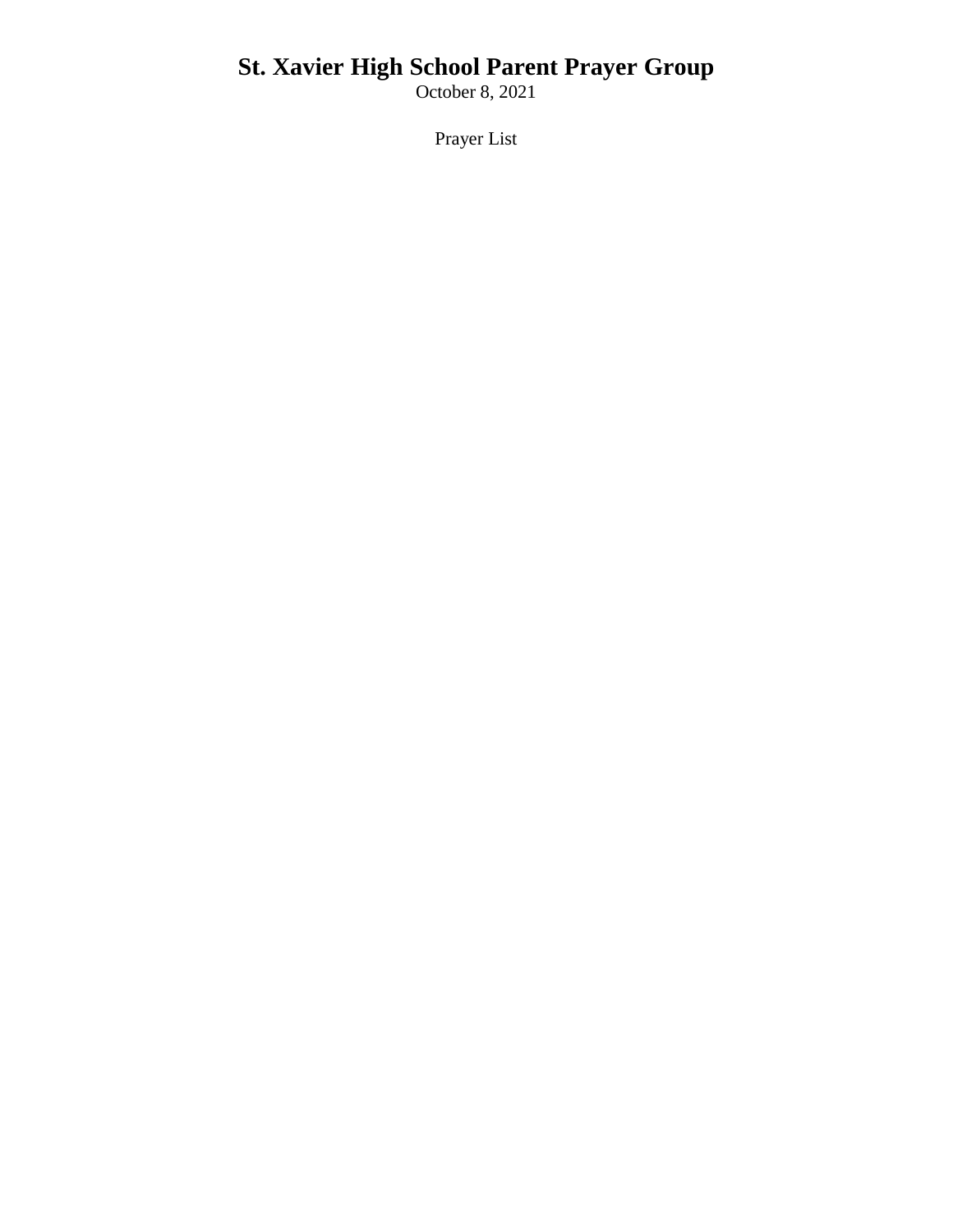# St. Xavier High School Parent Prayer Group

October 8, 2021

Prayer List